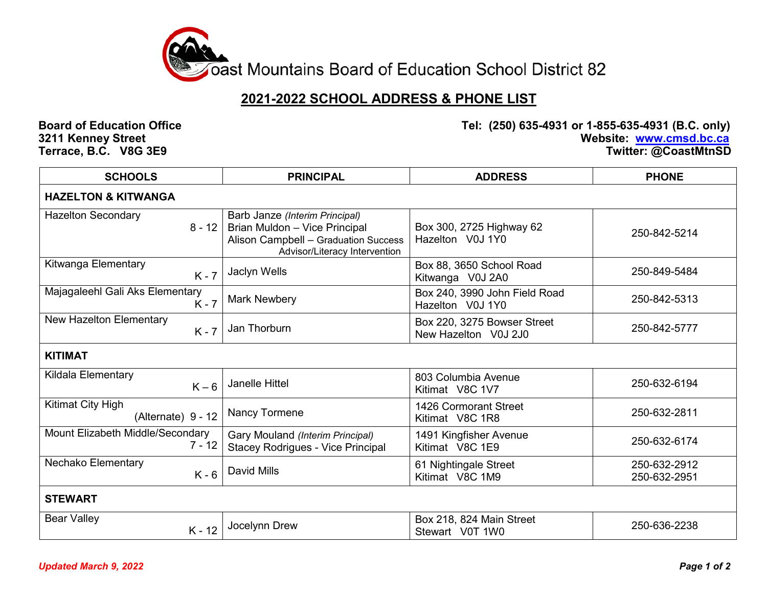# Coast Mountains Board of Education School District 82

## 2021-2022 SCHOOL ADDRESS & PHONE LIST

**Board of Education Office**
**3211 Kenney Street**
**Terrace, B.C. V8G 3E9**

**Tel: (250) 635-4931 or 1-855-635-4931 (B.C. only)**
**Website: www.cmsd.bc.ca**
**Twitter: @CoastMtnSD**

| SCHOOLS | PRINCIPAL | ADDRESS | PHONE |
|---|---|---|---|
| **HAZELTON & KITWANGA** | | | |
| Hazelton Secondary 8 - 12 | Barb Janze *(Interim Principal)*<br>Brian Muldon – Vice Principal<br>Alison Campbell – Graduation Success Advisor/Literacy Intervention | Box 300, 2725 Highway 62<br>Hazelton V0J 1Y0 | 250-842-5214 |
| Kitwanga Elementary K - 7 | Jaclyn Wells | Box 88, 3650 School Road<br>Kitwanga V0J 2A0 | 250-849-5484 |
| Majagaleehl Gali Aks Elementary K - 7 | Mark Newbery | Box 240, 3990 John Field Road<br>Hazelton V0J 1Y0 | 250-842-5313 |
| New Hazelton Elementary K - 7 | Jan Thorburn | Box 220, 3275 Bowser Street<br>New Hazelton V0J 2J0 | 250-842-5777 |
| **KITIMAT** | | | |
| Kildala Elementary K – 6 | Janelle Hittel | 803 Columbia Avenue<br>Kitimat V8C 1V7 | 250-632-6194 |
| Kitimat City High (Alternate) 9 - 12 | Nancy Tormene | 1426 Cormorant Street<br>Kitimat V8C 1R8 | 250-632-2811 |
| Mount Elizabeth Middle/Secondary 7 - 12 | Gary Mouland *(Interim Principal)*<br>Stacey Rodrigues - Vice Principal | 1491 Kingfisher Avenue<br>Kitimat V8C 1E9 | 250-632-6174 |
| Nechako Elementary K - 6 | David Mills | 61 Nightingale Street<br>Kitimat V8C 1M9 | 250-632-2912<br>250-632-2951 |
| **STEWART** | | | |
| Bear Valley K - 12 | Jocelynn Drew | Box 218, 824 Main Street<br>Stewart V0T 1W0 | 250-636-2238 |

*Updated March 9, 2022*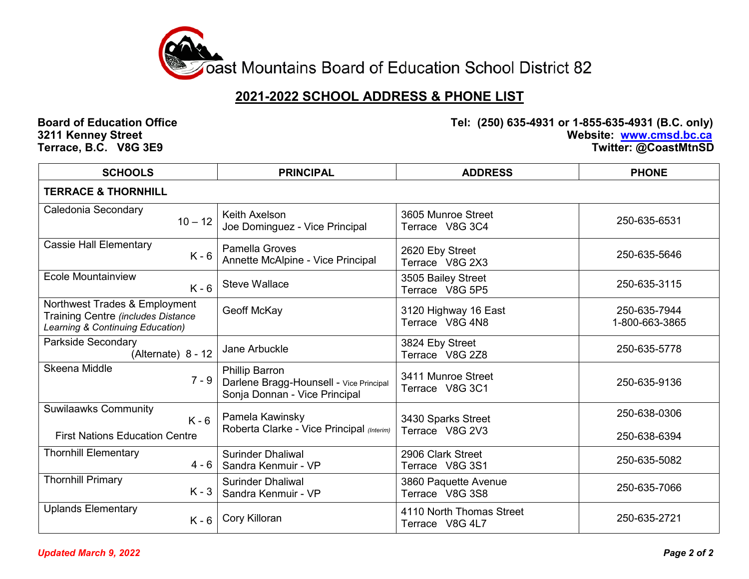Coast Mountains Board of Education School District 82

# 2021-2022 SCHOOL ADDRESS & PHONE LIST

**Board of Education Office**
**3211 Kenney Street**
**Terrace, B.C. V8G 3E9**

**Tel: (250) 635-4931 or 1-855-635-4931 (B.C. only)**
**Website: www.cmsd.bc.ca**
**Twitter: @CoastMtnSD**

| SCHOOLS | PRINCIPAL | ADDRESS | PHONE |
|---|---|---|---|
| **TERRACE & THORNHILL** | | | |
| Caledonia Secondary 10 – 12 | Keith Axelson<br>Joe Dominguez - Vice Principal | 3605 Munroe Street<br>Terrace V8G 3C4 | 250-635-6531 |
| Cassie Hall Elementary K - 6 | Pamella Groves<br>Annette McAlpine - Vice Principal | 2620 Eby Street<br>Terrace V8G 2X3 | 250-635-5646 |
| Ecole Mountainview K - 6 | Steve Wallace | 3505 Bailey Street<br>Terrace V8G 5P5 | 250-635-3115 |
| Northwest Trades & Employment Training Centre *(includes Distance Learning & Continuing Education)* | Geoff McKay | 3120 Highway 16 East<br>Terrace V8G 4N8 | 250-635-7944<br>1-800-663-3865 |
| Parkside Secondary (Alternate) 8 - 12 | Jane Arbuckle | 3824 Eby Street<br>Terrace V8G 2Z8 | 250-635-5778 |
| Skeena Middle 7 - 9 | Phillip Barron<br>Darlene Bragg-Hounsell - Vice Principal<br>Sonja Donnan - Vice Principal | 3411 Munroe Street<br>Terrace V8G 3C1 | 250-635-9136 |
| Suwilaawks Community K - 6<br>First Nations Education Centre | Pamela Kawinsky<br>Roberta Clarke - Vice Principal *(Interim)* | 3430 Sparks Street<br>Terrace V8G 2V3 | 250-638-0306<br>250-638-6394 |
| Thornhill Elementary 4 - 6 | Surinder Dhaliwal<br>Sandra Kenmuir - VP | 2906 Clark Street<br>Terrace V8G 3S1 | 250-635-5082 |
| Thornhill Primary K - 3 | Surinder Dhaliwal<br>Sandra Kenmuir - VP | 3860 Paquette Avenue<br>Terrace V8G 3S8 | 250-635-7066 |
| Uplands Elementary K - 6 | Cory Killoran | 4110 North Thomas Street<br>Terrace V8G 4L7 | 250-635-2721 |

*Updated March 9, 2022*